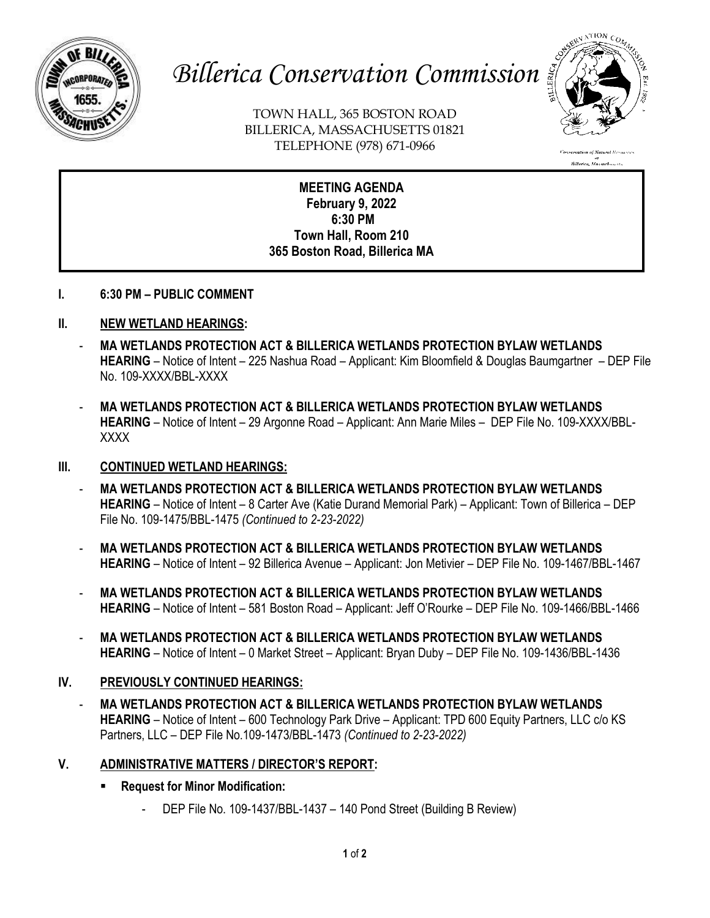# *Billerica Conservation Commission*

TOWN HALL, 365 BOSTON ROAD
BILLERICA, MASSACHUSETTS 01821
TELEPHONE (978) 671-0966

**MEETING AGENDA**
**February 9, 2022**
**6:30 PM**
**Town Hall, Room 210**
**365 Boston Road, Billerica MA**

## I. 6:30 PM – PUBLIC COMMENT

## II. NEW WETLAND HEARINGS:

- **MA WETLANDS PROTECTION ACT & BILLERICA WETLANDS PROTECTION BYLAW WETLANDS HEARING** – Notice of Intent – 225 Nashua Road – Applicant: Kim Bloomfield & Douglas Baumgartner – DEP File No. 109-XXXX/BBL-XXXX

- **MA WETLANDS PROTECTION ACT & BILLERICA WETLANDS PROTECTION BYLAW WETLANDS HEARING** – Notice of Intent – 29 Argonne Road – Applicant: Ann Marie Miles – DEP File No. 109-XXXX/BBL-XXXX

## III. CONTINUED WETLAND HEARINGS:

- **MA WETLANDS PROTECTION ACT & BILLERICA WETLANDS PROTECTION BYLAW WETLANDS HEARING** – Notice of Intent – 8 Carter Ave (Katie Durand Memorial Park) – Applicant: Town of Billerica – DEP File No. 109-1475/BBL-1475 *(Continued to 2-23-2022)*

- **MA WETLANDS PROTECTION ACT & BILLERICA WETLANDS PROTECTION BYLAW WETLANDS HEARING** – Notice of Intent – 92 Billerica Avenue – Applicant: Jon Metivier – DEP File No. 109-1467/BBL-1467

- **MA WETLANDS PROTECTION ACT & BILLERICA WETLANDS PROTECTION BYLAW WETLANDS HEARING** – Notice of Intent – 581 Boston Road – Applicant: Jeff O'Rourke – DEP File No. 109-1466/BBL-1466

- **MA WETLANDS PROTECTION ACT & BILLERICA WETLANDS PROTECTION BYLAW WETLANDS HEARING** – Notice of Intent – 0 Market Street – Applicant: Bryan Duby – DEP File No. 109-1436/BBL-1436

## IV. PREVIOUSLY CONTINUED HEARINGS:

- **MA WETLANDS PROTECTION ACT & BILLERICA WETLANDS PROTECTION BYLAW WETLANDS HEARING** – Notice of Intent – 600 Technology Park Drive – Applicant: TPD 600 Equity Partners, LLC c/o KS Partners, LLC – DEP File No.109-1473/BBL-1473 *(Continued to 2-23-2022)*

## V. ADMINISTRATIVE MATTERS / DIRECTOR'S REPORT:

- **Request for Minor Modification:**
  - DEP File No. 109-1437/BBL-1437 – 140 Pond Street (Building B Review)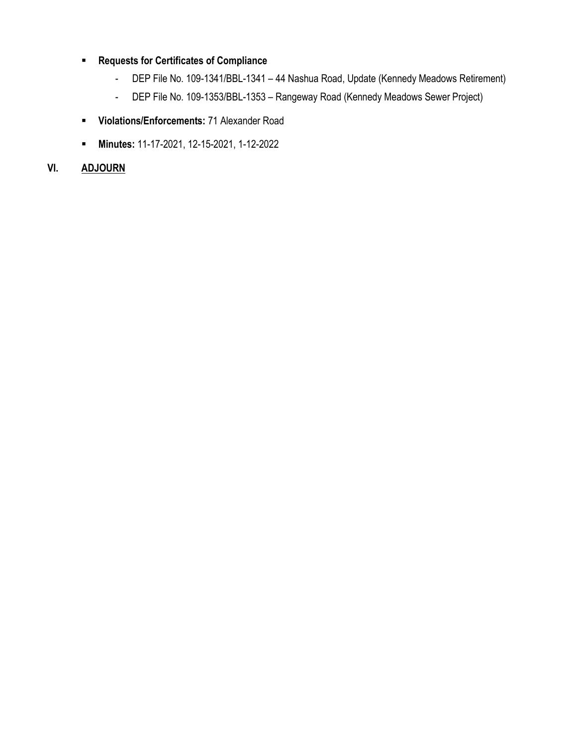- **Requests for Certificates of Compliance**
  - DEP File No. 109-1341/BBL-1341 – 44 Nashua Road, Update (Kennedy Meadows Retirement)
  - DEP File No. 109-1353/BBL-1353 – Rangeway Road (Kennedy Meadows Sewer Project)
- **Violations/Enforcements:** 71 Alexander Road
- **Minutes:** 11-17-2021, 12-15-2021, 1-12-2022

## VI. ADJOURN